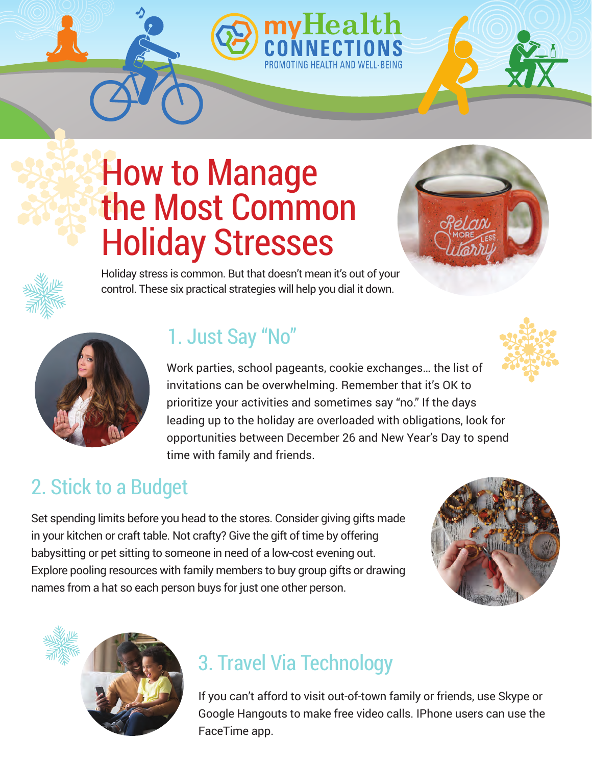# How to Manage the Most Common Holiday Stresses

Holiday stress is common. But that doesn't mean it's out of your control. These six practical strategies will help you dial it down.

## 1. Just Say "No"

Work parties, school pageants, cookie exchanges... the list of invitations can be overwhelming. Remember that it's OK to prioritize your activities and sometimes say "no." If the days leading up to the holiday are overloaded with obligations, look for opportunities between December 26 and New Year's Day to spend time with family and friends.

## 2. Stick to a Budget

Set spending limits before you head to the stores. Consider giving gifts made in your kitchen or craft table. Not crafty? Give the gift of time by offering babysitting or pet sitting to someone in need of a low-cost evening out. Explore pooling resources with family members to buy group gifts or drawing names from a hat so each person buys for just one other person.

## 3. Travel Via Technology

If you can't afford to visit out-of-town family or friends, use Skype or Google Hangouts to make free video calls. IPhone users can use the FaceTime app.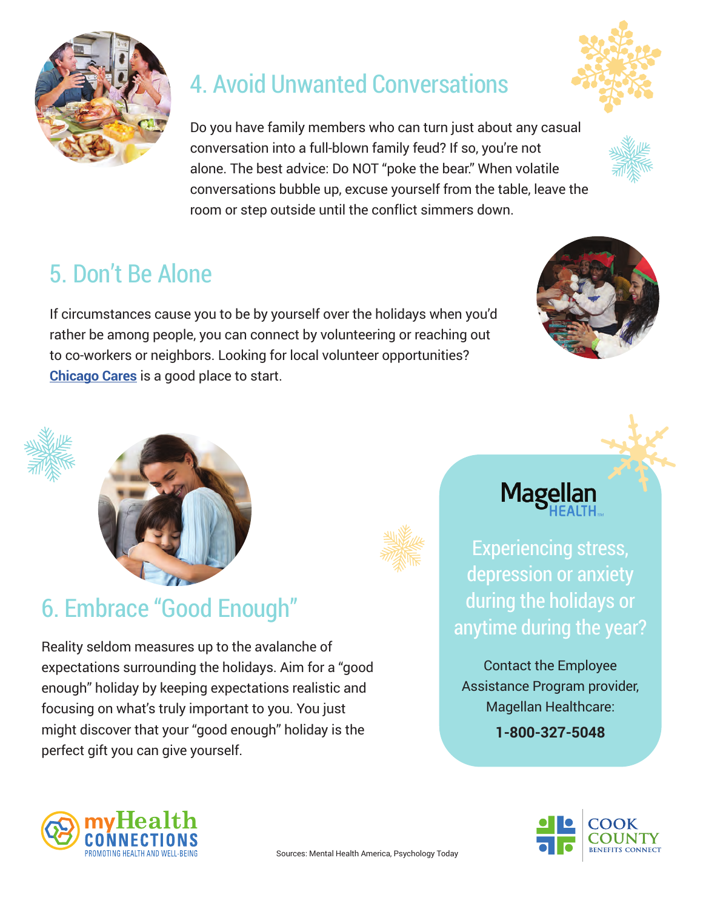## 4. Avoid Unwanted Conversations

Do you have family members who can turn just about any casual conversation into a full-blown family feud? If so, you're not alone. The best advice: Do NOT "poke the bear." When volatile conversations bubble up, excuse yourself from the table, leave the room or step outside until the conflict simmers down.

## 5. Don't Be Alone

If circumstances cause you to be by yourself over the holidays when you'd rather be among people, you can connect by volunteering or reaching out to co-workers or neighbors. Looking for local volunteer opportunities? **Chicago Cares** is a good place to start.

## 6. Embrace "Good Enough"

Reality seldom measures up to the avalanche of expectations surrounding the holidays. Aim for a "good enough" holiday by keeping expectations realistic and focusing on what's truly important to you. You just might discover that your "good enough" holiday is the perfect gift you can give yourself.

Magellan HEALTH

Experiencing stress, depression or anxiety during the holidays or anytime during the year?

Contact the Employee Assistance Program provider, Magellan Healthcare:

**1-800-327-5048**

myHealth CONNECTIONS
PROMOTING HEALTH AND WELL-BEING

Sources: Mental Health America, Psychology Today

COOK COUNTY BENEFITS CONNECT